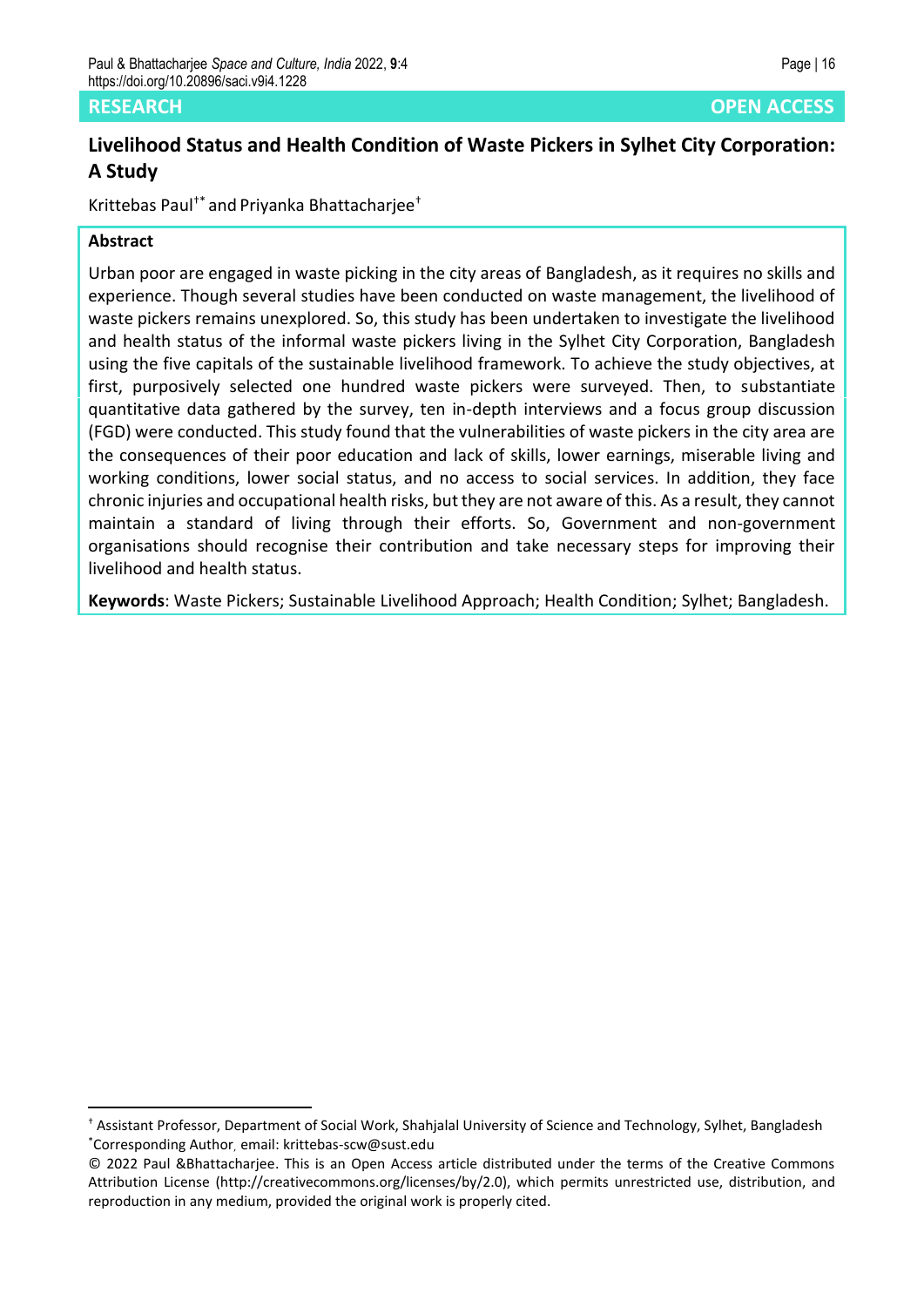RESEARCH OPEN ACCESS

# Livelihood Status and Health Condition of Waste Pickers in Sylhet City Corporation: A Study

Krittebas Paul[†*] and Priyanka Bhattacharjee[†]

## Abstract

Urban poor are engaged in waste picking in the city areas of Bangladesh, as it requires no skills and experience. Though several studies have been conducted on waste management, the livelihood of waste pickers remains unexplored. So, this study has been undertaken to investigate the livelihood and health status of the informal waste pickers living in the Sylhet City Corporation, Bangladesh using the five capitals of the sustainable livelihood framework. To achieve the study objectives, at first, purposively selected one hundred waste pickers were surveyed. Then, to substantiate quantitative data gathered by the survey, ten in-depth interviews and a focus group discussion (FGD) were conducted. This study found that the vulnerabilities of waste pickers in the city area are the consequences of their poor education and lack of skills, lower earnings, miserable living and working conditions, lower social status, and no access to social services. In addition, they face chronic injuries and occupational health risks, but they are not aware of this. As a result, they cannot maintain a standard of living through their efforts. So, Government and non-government organisations should recognise their contribution and take necessary steps for improving their livelihood and health status.

**Keywords**: Waste Pickers; Sustainable Livelihood Approach; Health Condition; Sylhet; Bangladesh.

---

[†] Assistant Professor, Department of Social Work, Shahjalal University of Science and Technology, Sylhet, Bangladesh
[*]Corresponding Author, email: krittebas-scw@sust.edu

© 2022 Paul &Bhattacharjee. This is an Open Access article distributed under the terms of the Creative Commons Attribution License (http://creativecommons.org/licenses/by/2.0), which permits unrestricted use, distribution, and reproduction in any medium, provided the original work is properly cited.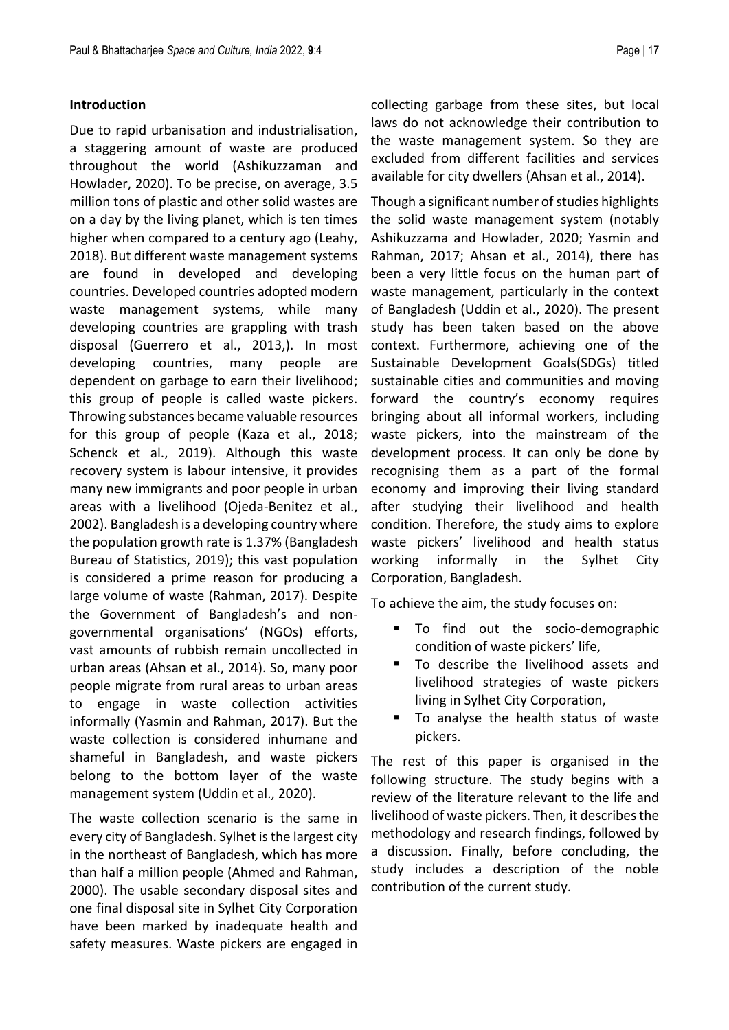## Introduction

Due to rapid urbanisation and industrialisation, a staggering amount of waste are produced throughout the world (Ashikuzzaman and Howlader, 2020). To be precise, on average, 3.5 million tons of plastic and other solid wastes are on a day by the living planet, which is ten times higher when compared to a century ago (Leahy, 2018). But different waste management systems are found in developed and developing countries. Developed countries adopted modern waste management systems, while many developing countries are grappling with trash disposal (Guerrero et al., 2013,). In most developing countries, many people are dependent on garbage to earn their livelihood; this group of people is called waste pickers. Throwing substances became valuable resources for this group of people (Kaza et al., 2018; Schenck et al., 2019). Although this waste recovery system is labour intensive, it provides many new immigrants and poor people in urban areas with a livelihood (Ojeda-Benitez et al., 2002). Bangladesh is a developing country where the population growth rate is 1.37% (Bangladesh Bureau of Statistics, 2019); this vast population is considered a prime reason for producing a large volume of waste (Rahman, 2017). Despite the Government of Bangladesh's and non-governmental organisations' (NGOs) efforts, vast amounts of rubbish remain uncollected in urban areas (Ahsan et al., 2014). So, many poor people migrate from rural areas to urban areas to engage in waste collection activities informally (Yasmin and Rahman, 2017). But the waste collection is considered inhumane and shameful in Bangladesh, and waste pickers belong to the bottom layer of the waste management system (Uddin et al., 2020).

The waste collection scenario is the same in every city of Bangladesh. Sylhet is the largest city in the northeast of Bangladesh, which has more than half a million people (Ahmed and Rahman, 2000). The usable secondary disposal sites and one final disposal site in Sylhet City Corporation have been marked by inadequate health and safety measures. Waste pickers are engaged in collecting garbage from these sites, but local laws do not acknowledge their contribution to the waste management system. So they are excluded from different facilities and services available for city dwellers (Ahsan et al., 2014).

Though a significant number of studies highlights the solid waste management system (notably Ashikuzzama and Howlader, 2020; Yasmin and Rahman, 2017; Ahsan et al., 2014), there has been a very little focus on the human part of waste management, particularly in the context of Bangladesh (Uddin et al., 2020). The present study has been taken based on the above context. Furthermore, achieving one of the Sustainable Development Goals(SDGs) titled sustainable cities and communities and moving forward the country's economy requires bringing about all informal workers, including waste pickers, into the mainstream of the development process. It can only be done by recognising them as a part of the formal economy and improving their living standard after studying their livelihood and health condition. Therefore, the study aims to explore waste pickers' livelihood and health status working informally in the Sylhet City Corporation, Bangladesh.

To achieve the aim, the study focuses on:

- To find out the socio-demographic condition of waste pickers' life,
- To describe the livelihood assets and livelihood strategies of waste pickers living in Sylhet City Corporation,
- To analyse the health status of waste pickers.

The rest of this paper is organised in the following structure. The study begins with a review of the literature relevant to the life and livelihood of waste pickers. Then, it describes the methodology and research findings, followed by a discussion. Finally, before concluding, the study includes a description of the noble contribution of the current study.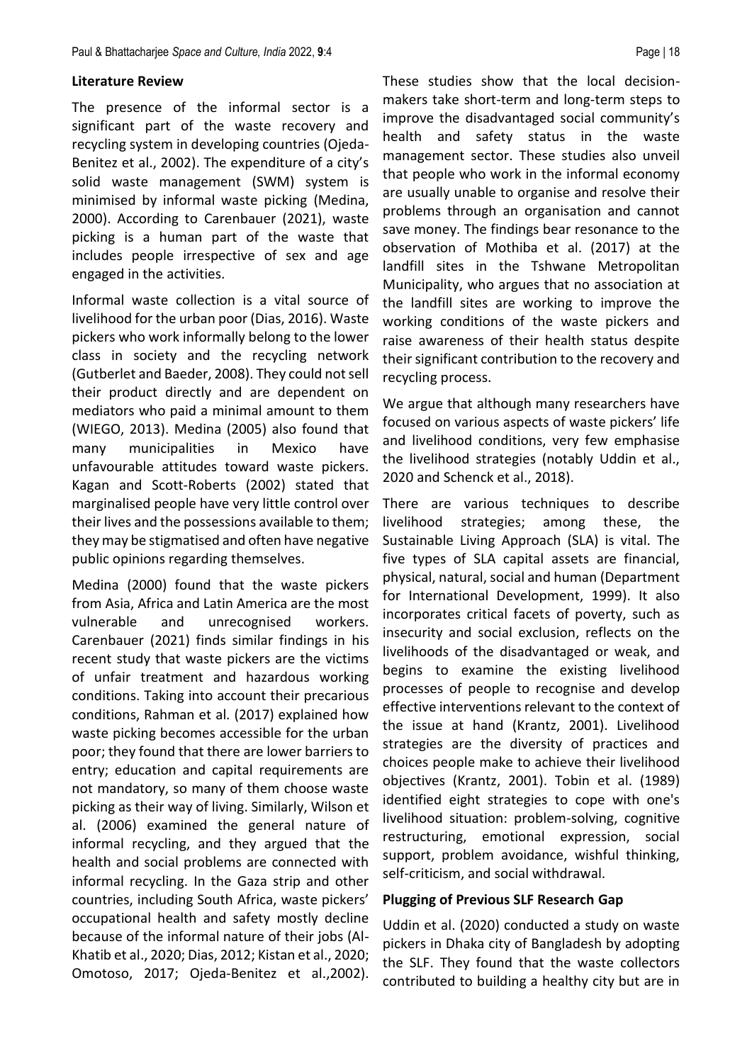## Literature Review

The presence of the informal sector is a significant part of the waste recovery and recycling system in developing countries (Ojeda-Benitez et al., 2002). The expenditure of a city's solid waste management (SWM) system is minimised by informal waste picking (Medina, 2000). According to Carenbauer (2021), waste picking is a human part of the waste that includes people irrespective of sex and age engaged in the activities.

Informal waste collection is a vital source of livelihood for the urban poor (Dias, 2016). Waste pickers who work informally belong to the lower class in society and the recycling network (Gutberlet and Baeder, 2008). They could not sell their product directly and are dependent on mediators who paid a minimal amount to them (WIEGO, 2013). Medina (2005) also found that many municipalities in Mexico have unfavourable attitudes toward waste pickers. Kagan and Scott-Roberts (2002) stated that marginalised people have very little control over their lives and the possessions available to them; they may be stigmatised and often have negative public opinions regarding themselves.

Medina (2000) found that the waste pickers from Asia, Africa and Latin America are the most vulnerable and unrecognised workers. Carenbauer (2021) finds similar findings in his recent study that waste pickers are the victims of unfair treatment and hazardous working conditions. Taking into account their precarious conditions, Rahman et al. (2017) explained how waste picking becomes accessible for the urban poor; they found that there are lower barriers to entry; education and capital requirements are not mandatory, so many of them choose waste picking as their way of living. Similarly, Wilson et al. (2006) examined the general nature of informal recycling, and they argued that the health and social problems are connected with informal recycling. In the Gaza strip and other countries, including South Africa, waste pickers' occupational health and safety mostly decline because of the informal nature of their jobs (Al-Khatib et al., 2020; Dias, 2012; Kistan et al., 2020; Omotoso, 2017; Ojeda-Benitez et al.,2002). These studies show that the local decision-makers take short-term and long-term steps to improve the disadvantaged social community's health and safety status in the waste management sector. These studies also unveil that people who work in the informal economy are usually unable to organise and resolve their problems through an organisation and cannot save money. The findings bear resonance to the observation of Mothiba et al. (2017) at the landfill sites in the Tshwane Metropolitan Municipality, who argues that no association at the landfill sites are working to improve the working conditions of the waste pickers and raise awareness of their health status despite their significant contribution to the recovery and recycling process.

We argue that although many researchers have focused on various aspects of waste pickers' life and livelihood conditions, very few emphasise the livelihood strategies (notably Uddin et al., 2020 and Schenck et al., 2018).

There are various techniques to describe livelihood strategies; among these, the Sustainable Living Approach (SLA) is vital. The five types of SLA capital assets are financial, physical, natural, social and human (Department for International Development, 1999). It also incorporates critical facets of poverty, such as insecurity and social exclusion, reflects on the livelihoods of the disadvantaged or weak, and begins to examine the existing livelihood processes of people to recognise and develop effective interventions relevant to the context of the issue at hand (Krantz, 2001). Livelihood strategies are the diversity of practices and choices people make to achieve their livelihood objectives (Krantz, 2001). Tobin et al. (1989) identified eight strategies to cope with one's livelihood situation: problem-solving, cognitive restructuring, emotional expression, social support, problem avoidance, wishful thinking, self-criticism, and social withdrawal.

## Plugging of Previous SLF Research Gap

Uddin et al. (2020) conducted a study on waste pickers in Dhaka city of Bangladesh by adopting the SLF. They found that the waste collectors contributed to building a healthy city but are in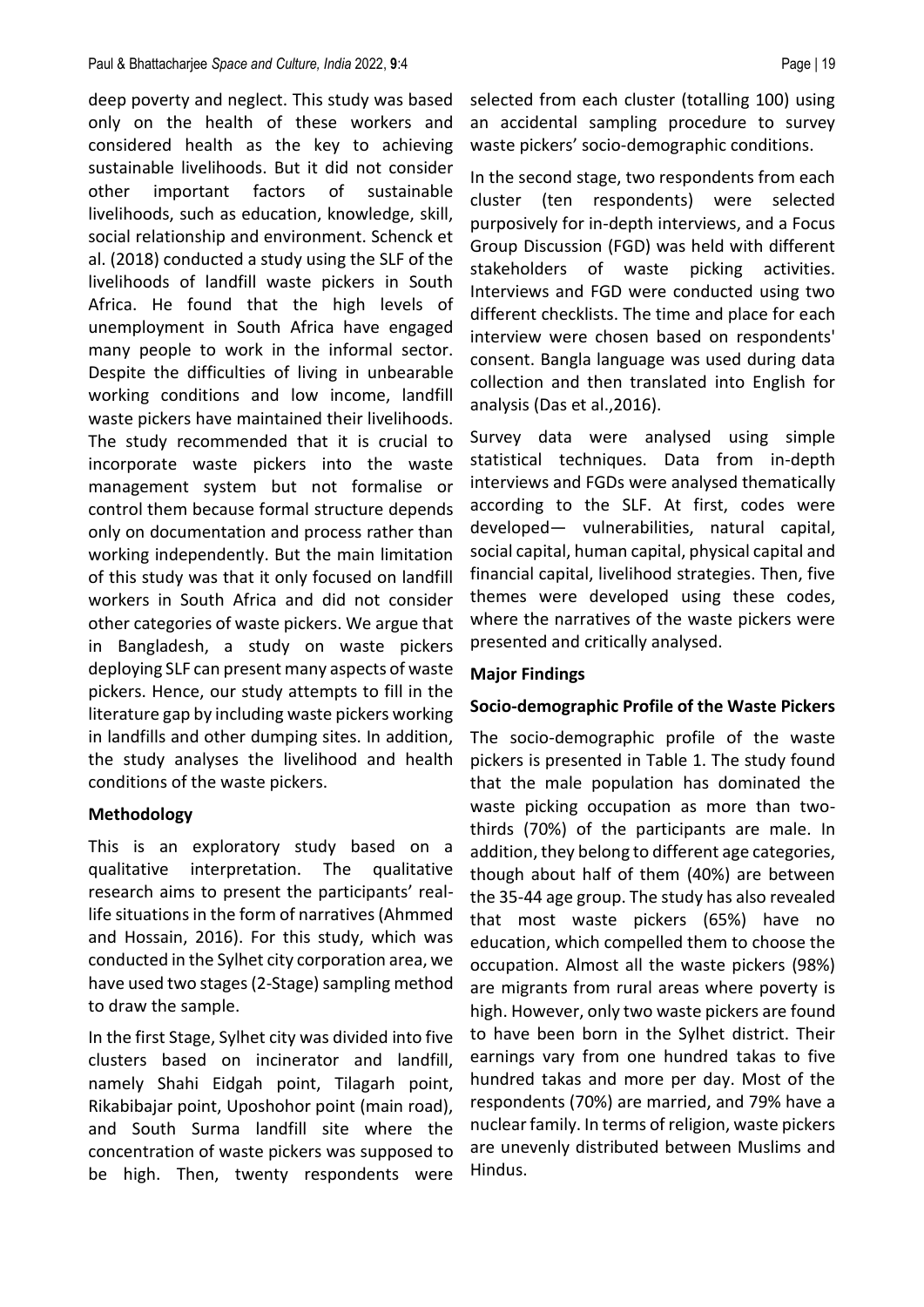deep poverty and neglect. This study was based only on the health of these workers and considered health as the key to achieving sustainable livelihoods. But it did not consider other important factors of sustainable livelihoods, such as education, knowledge, skill, social relationship and environment. Schenck et al. (2018) conducted a study using the SLF of the livelihoods of landfill waste pickers in South Africa. He found that the high levels of unemployment in South Africa have engaged many people to work in the informal sector. Despite the difficulties of living in unbearable working conditions and low income, landfill waste pickers have maintained their livelihoods. The study recommended that it is crucial to incorporate waste pickers into the waste management system but not formalise or control them because formal structure depends only on documentation and process rather than working independently. But the main limitation of this study was that it only focused on landfill workers in South Africa and did not consider other categories of waste pickers. We argue that in Bangladesh, a study on waste pickers deploying SLF can present many aspects of waste pickers. Hence, our study attempts to fill in the literature gap by including waste pickers working in landfills and other dumping sites. In addition, the study analyses the livelihood and health conditions of the waste pickers.

## Methodology

This is an exploratory study based on a qualitative interpretation. The qualitative research aims to present the participants' real-life situations in the form of narratives (Ahmmed and Hossain, 2016). For this study, which was conducted in the Sylhet city corporation area, we have used two stages (2-Stage) sampling method to draw the sample.

In the first Stage, Sylhet city was divided into five clusters based on incinerator and landfill, namely Shahi Eidgah point, Tilagarh point, Rikabibajar point, Uposhohor point (main road), and South Surma landfill site where the concentration of waste pickers was supposed to be high. Then, twenty respondents were selected from each cluster (totalling 100) using an accidental sampling procedure to survey waste pickers' socio-demographic conditions.

In the second stage, two respondents from each cluster (ten respondents) were selected purposively for in-depth interviews, and a Focus Group Discussion (FGD) was held with different stakeholders of waste picking activities. Interviews and FGD were conducted using two different checklists. The time and place for each interview were chosen based on respondents' consent. Bangla language was used during data collection and then translated into English for analysis (Das et al.,2016).

Survey data were analysed using simple statistical techniques. Data from in-depth interviews and FGDs were analysed thematically according to the SLF. At first, codes were developed— vulnerabilities, natural capital, social capital, human capital, physical capital and financial capital, livelihood strategies. Then, five themes were developed using these codes, where the narratives of the waste pickers were presented and critically analysed.

## Major Findings

### Socio-demographic Profile of the Waste Pickers

The socio-demographic profile of the waste pickers is presented in Table 1. The study found that the male population has dominated the waste picking occupation as more than two-thirds (70%) of the participants are male. In addition, they belong to different age categories, though about half of them (40%) are between the 35-44 age group. The study has also revealed that most waste pickers (65%) have no education, which compelled them to choose the occupation. Almost all the waste pickers (98%) are migrants from rural areas where poverty is high. However, only two waste pickers are found to have been born in the Sylhet district. Their earnings vary from one hundred takas to five hundred takas and more per day. Most of the respondents (70%) are married, and 79% have a nuclear family. In terms of religion, waste pickers are unevenly distributed between Muslims and Hindus.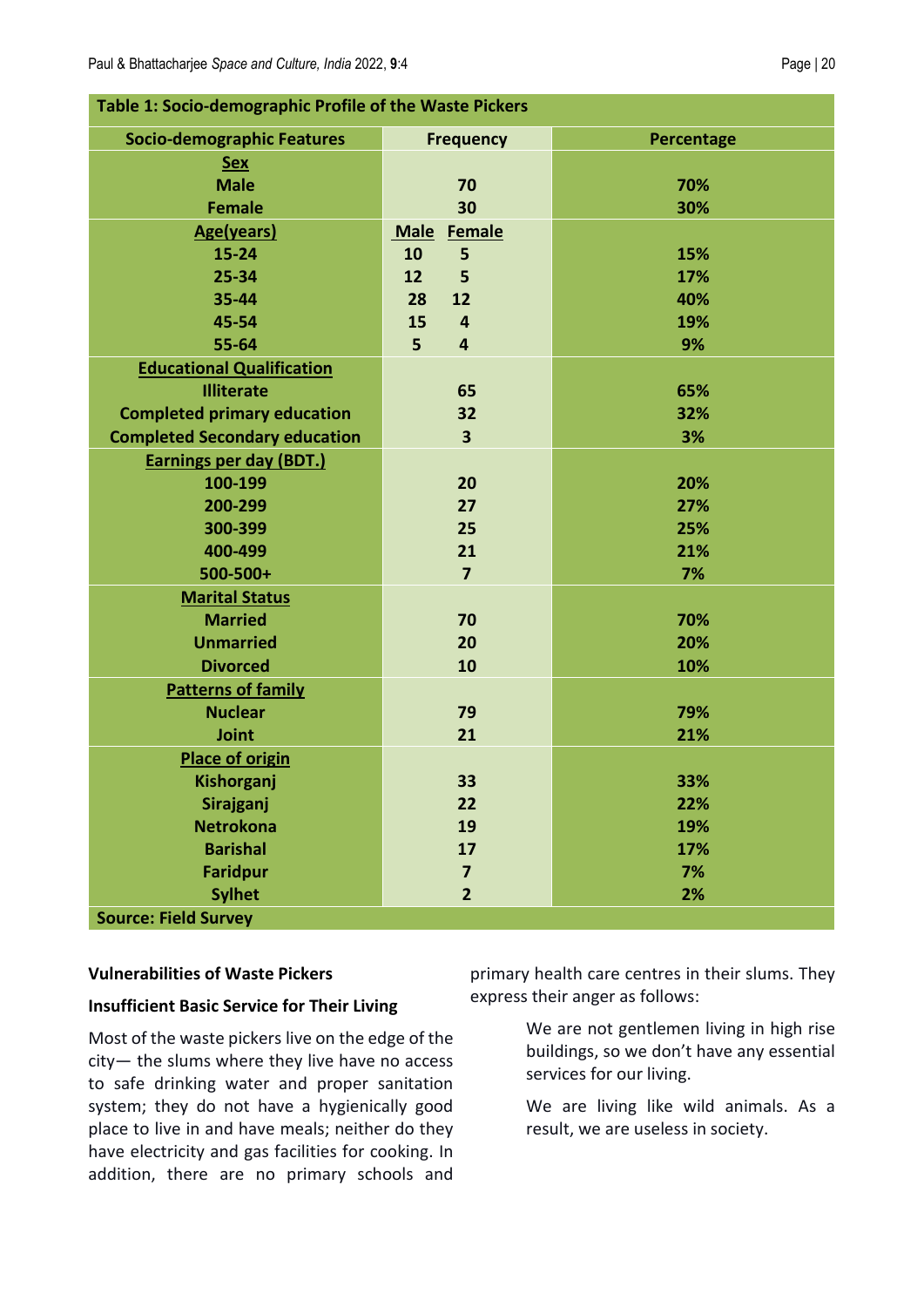**Table 1: Socio-demographic Profile of the Waste Pickers**

| Socio-demographic Features | Frequency | | Percentage |
|---|---|---|---|
| **Sex** | | | |
| Male | 70 | | 70% |
| Female | 30 | | 30% |
| **Age(years)** | **Male** | **Female** | |
| 15-24 | 10 | 5 | 15% |
| 25-34 | 12 | 5 | 17% |
| 35-44 | 28 | 12 | 40% |
| 45-54 | 15 | 4 | 19% |
| 55-64 | 5 | 4 | 9% |
| **Educational Qualification** | | | |
| Illiterate | 65 | | 65% |
| Completed primary education | 32 | | 32% |
| Completed Secondary education | 3 | | 3% |
| **Earnings per day (BDT.)** | | | |
| 100-199 | 20 | | 20% |
| 200-299 | 27 | | 27% |
| 300-399 | 25 | | 25% |
| 400-499 | 21 | | 21% |
| 500-500+ | 7 | | 7% |
| **Marital Status** | | | |
| Married | 70 | | 70% |
| Unmarried | 20 | | 20% |
| Divorced | 10 | | 10% |
| **Patterns of family** | | | |
| Nuclear | 79 | | 79% |
| Joint | 21 | | 21% |
| **Place of origin** | | | |
| Kishorganj | 33 | | 33% |
| Sirajganj | 22 | | 22% |
| Netrokona | 19 | | 19% |
| Barishal | 17 | | 17% |
| Faridpur | 7 | | 7% |
| Sylhet | 2 | | 2% |

Source: Field Survey

### Vulnerabilities of Waste Pickers

#### Insufficient Basic Service for Their Living

Most of the waste pickers live on the edge of the city— the slums where they live have no access to safe drinking water and proper sanitation system; they do not have a hygienically good place to live in and have meals; neither do they have electricity and gas facilities for cooking. In addition, there are no primary schools and primary health care centres in their slums. They express their anger as follows:

> We are not gentlemen living in high rise buildings, so we don't have any essential services for our living.
>
> We are living like wild animals. As a result, we are useless in society.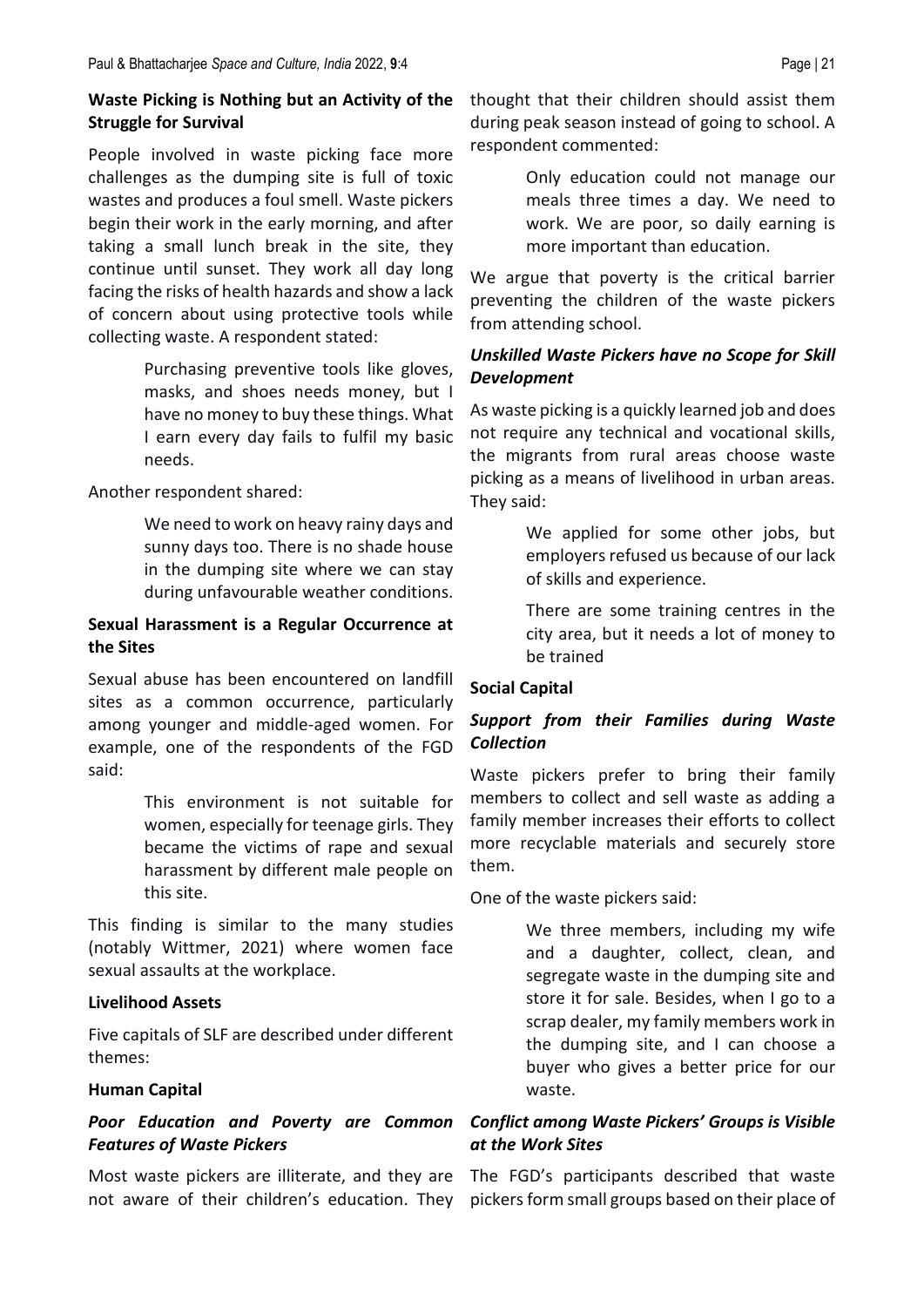### Waste Picking is Nothing but an Activity of the Struggle for Survival

People involved in waste picking face more challenges as the dumping site is full of toxic wastes and produces a foul smell. Waste pickers begin their work in the early morning, and after taking a small lunch break in the site, they continue until sunset. They work all day long facing the risks of health hazards and show a lack of concern about using protective tools while collecting waste. A respondent stated:

> Purchasing preventive tools like gloves, masks, and shoes needs money, but I have no money to buy these things. What I earn every day fails to fulfil my basic needs.

Another respondent shared:

> We need to work on heavy rainy days and sunny days too. There is no shade house in the dumping site where we can stay during unfavourable weather conditions.

### Sexual Harassment is a Regular Occurrence at the Sites

Sexual abuse has been encountered on landfill sites as a common occurrence, particularly among younger and middle-aged women. For example, one of the respondents of the FGD said:

> This environment is not suitable for women, especially for teenage girls. They became the victims of rape and sexual harassment by different male people on this site.

This finding is similar to the many studies (notably Wittmer, 2021) where women face sexual assaults at the workplace.

### Livelihood Assets

Five capitals of SLF are described under different themes:

### Human Capital

#### *Poor Education and Poverty are Common Features of Waste Pickers*

Most waste pickers are illiterate, and they are not aware of their children's education. They thought that their children should assist them during peak season instead of going to school. A respondent commented:

> Only education could not manage our meals three times a day. We need to work. We are poor, so daily earning is more important than education.

We argue that poverty is the critical barrier preventing the children of the waste pickers from attending school.

#### *Unskilled Waste Pickers have no Scope for Skill Development*

As waste picking is a quickly learned job and does not require any technical and vocational skills, the migrants from rural areas choose waste picking as a means of livelihood in urban areas. They said:

> We applied for some other jobs, but employers refused us because of our lack of skills and experience.
>
> There are some training centres in the city area, but it needs a lot of money to be trained

### Social Capital

#### *Support from their Families during Waste Collection*

Waste pickers prefer to bring their family members to collect and sell waste as adding a family member increases their efforts to collect more recyclable materials and securely store them.

One of the waste pickers said:

> We three members, including my wife and a daughter, collect, clean, and segregate waste in the dumping site and store it for sale. Besides, when I go to a scrap dealer, my family members work in the dumping site, and I can choose a buyer who gives a better price for our waste.

#### *Conflict among Waste Pickers' Groups is Visible at the Work Sites*

The FGD's participants described that waste pickers form small groups based on their place of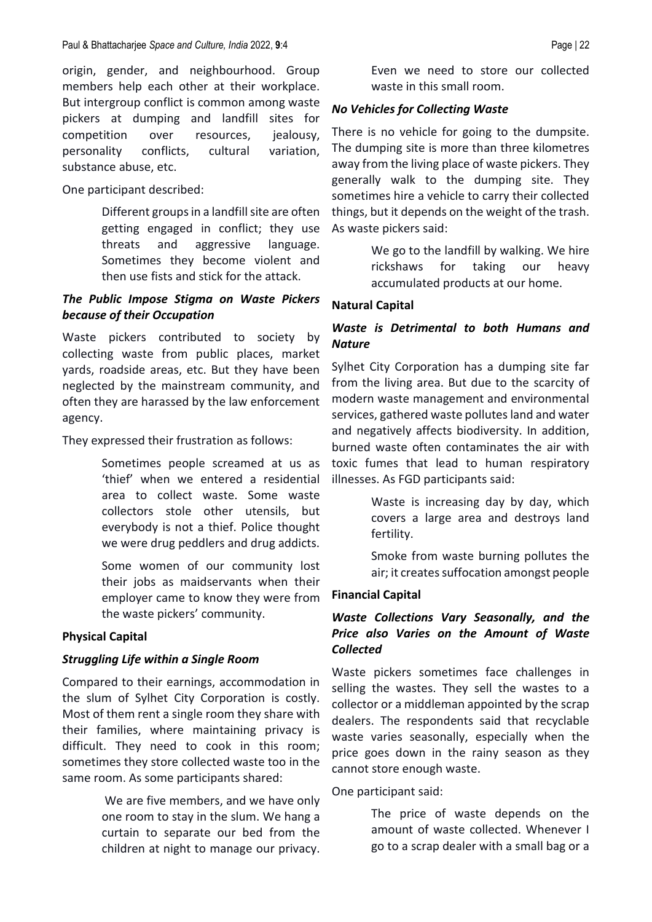origin, gender, and neighbourhood. Group members help each other at their workplace. But intergroup conflict is common among waste pickers at dumping and landfill sites for competition over resources, jealousy, personality conflicts, cultural variation, substance abuse, etc.

One participant described:

> Different groups in a landfill site are often getting engaged in conflict; they use threats and aggressive language. Sometimes they become violent and then use fists and stick for the attack.

### *The Public Impose Stigma on Waste Pickers because of their Occupation*

Waste pickers contributed to society by collecting waste from public places, market yards, roadside areas, etc. But they have been neglected by the mainstream community, and often they are harassed by the law enforcement agency.

They expressed their frustration as follows:

> Sometimes people screamed at us as 'thief' when we entered a residential area to collect waste. Some waste collectors stole other utensils, but everybody is not a thief. Police thought we were drug peddlers and drug addicts.
>
> Some women of our community lost their jobs as maidservants when their employer came to know they were from the waste pickers' community.

## **Physical Capital**

### *Struggling Life within a Single Room*

Compared to their earnings, accommodation in the slum of Sylhet City Corporation is costly. Most of them rent a single room they share with their families, where maintaining privacy is difficult. They need to cook in this room; sometimes they store collected waste too in the same room. As some participants shared:

> We are five members, and we have only one room to stay in the slum. We hang a curtain to separate our bed from the children at night to manage our privacy. Even we need to store our collected waste in this small room.

### *No Vehicles for Collecting Waste*

There is no vehicle for going to the dumpsite. The dumping site is more than three kilometres away from the living place of waste pickers. They generally walk to the dumping site. They sometimes hire a vehicle to carry their collected things, but it depends on the weight of the trash. As waste pickers said:

> We go to the landfill by walking. We hire rickshaws for taking our heavy accumulated products at our home.

## **Natural Capital**

### *Waste is Detrimental to both Humans and Nature*

Sylhet City Corporation has a dumping site far from the living area. But due to the scarcity of modern waste management and environmental services, gathered waste pollutes land and water and negatively affects biodiversity. In addition, burned waste often contaminates the air with toxic fumes that lead to human respiratory illnesses. As FGD participants said:

> Waste is increasing day by day, which covers a large area and destroys land fertility.
>
> Smoke from waste burning pollutes the air; it creates suffocation amongst people

## **Financial Capital**

### *Waste Collections Vary Seasonally, and the Price also Varies on the Amount of Waste Collected*

Waste pickers sometimes face challenges in selling the wastes. They sell the wastes to a collector or a middleman appointed by the scrap dealers. The respondents said that recyclable waste varies seasonally, especially when the price goes down in the rainy season as they cannot store enough waste.

One participant said:

> The price of waste depends on the amount of waste collected. Whenever I go to a scrap dealer with a small bag or a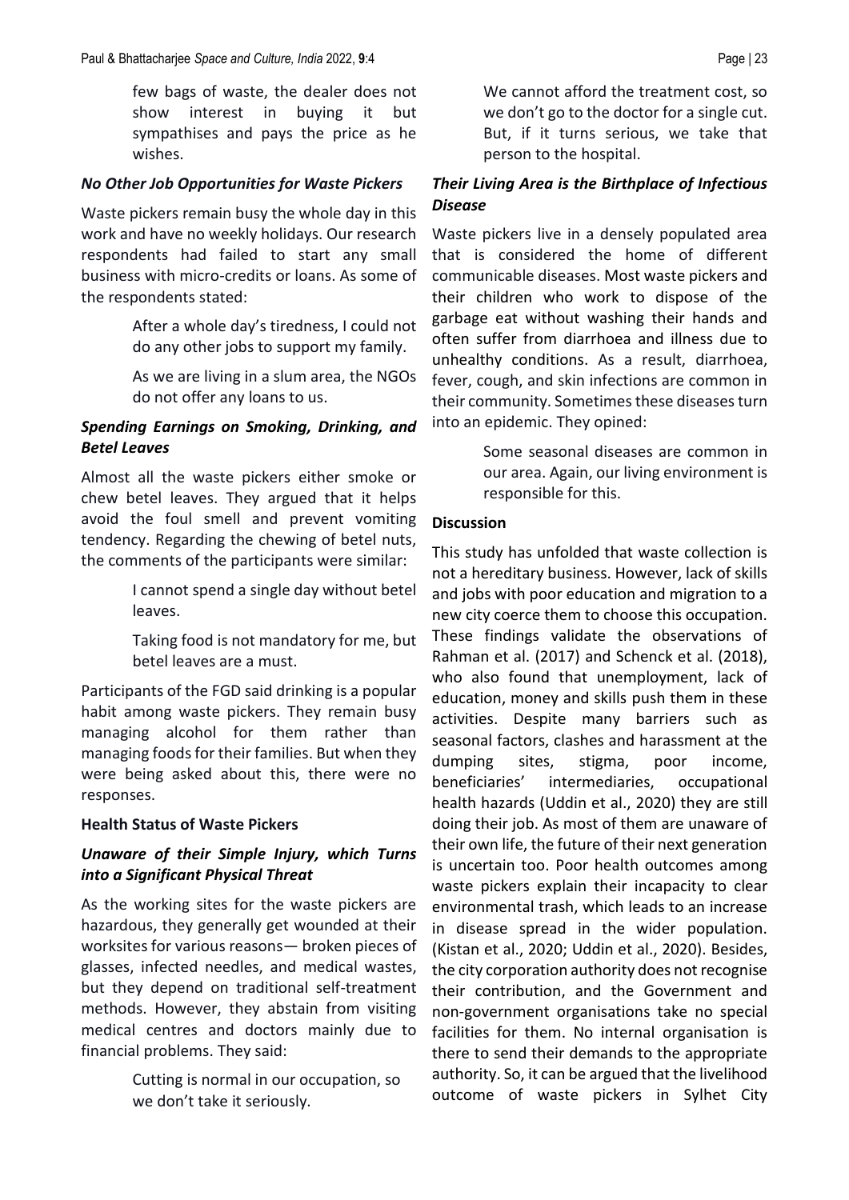few bags of waste, the dealer does not show interest in buying it but sympathises and pays the price as he wishes.

### *No Other Job Opportunities for Waste Pickers*

Waste pickers remain busy the whole day in this work and have no weekly holidays. Our research respondents had failed to start any small business with micro-credits or loans. As some of the respondents stated:

> After a whole day's tiredness, I could not do any other jobs to support my family.
>
> As we are living in a slum area, the NGOs do not offer any loans to us.

### *Spending Earnings on Smoking, Drinking, and Betel Leaves*

Almost all the waste pickers either smoke or chew betel leaves. They argued that it helps avoid the foul smell and prevent vomiting tendency. Regarding the chewing of betel nuts, the comments of the participants were similar:

> I cannot spend a single day without betel leaves.
>
> Taking food is not mandatory for me, but betel leaves are a must.

Participants of the FGD said drinking is a popular habit among waste pickers. They remain busy managing alcohol for them rather than managing foods for their families. But when they were being asked about this, there were no responses.

## **Health Status of Waste Pickers**

### *Unaware of their Simple Injury, which Turns into a Significant Physical Threat*

As the working sites for the waste pickers are hazardous, they generally get wounded at their worksites for various reasons— broken pieces of glasses, infected needles, and medical wastes, but they depend on traditional self-treatment methods. However, they abstain from visiting medical centres and doctors mainly due to financial problems. They said:

> Cutting is normal in our occupation, so we don't take it seriously.
>
> We cannot afford the treatment cost, so we don't go to the doctor for a single cut. But, if it turns serious, we take that person to the hospital.

### *Their Living Area is the Birthplace of Infectious Disease*

Waste pickers live in a densely populated area that is considered the home of different communicable diseases. Most waste pickers and their children who work to dispose of the garbage eat without washing their hands and often suffer from diarrhoea and illness due to unhealthy conditions. As a result, diarrhoea, fever, cough, and skin infections are common in their community. Sometimes these diseases turn into an epidemic. They opined:

> Some seasonal diseases are common in our area. Again, our living environment is responsible for this.

## **Discussion**

This study has unfolded that waste collection is not a hereditary business. However, lack of skills and jobs with poor education and migration to a new city coerce them to choose this occupation. These findings validate the observations of Rahman et al. (2017) and Schenck et al. (2018), who also found that unemployment, lack of education, money and skills push them in these activities. Despite many barriers such as seasonal factors, clashes and harassment at the dumping sites, stigma, poor income, beneficiaries' intermediaries, occupational health hazards (Uddin et al., 2020) they are still doing their job. As most of them are unaware of their own life, the future of their next generation is uncertain too. Poor health outcomes among waste pickers explain their incapacity to clear environmental trash, which leads to an increase in disease spread in the wider population. (Kistan et al., 2020; Uddin et al., 2020). Besides, the city corporation authority does not recognise their contribution, and the Government and non-government organisations take no special facilities for them. No internal organisation is there to send their demands to the appropriate authority. So, it can be argued that the livelihood outcome of waste pickers in Sylhet City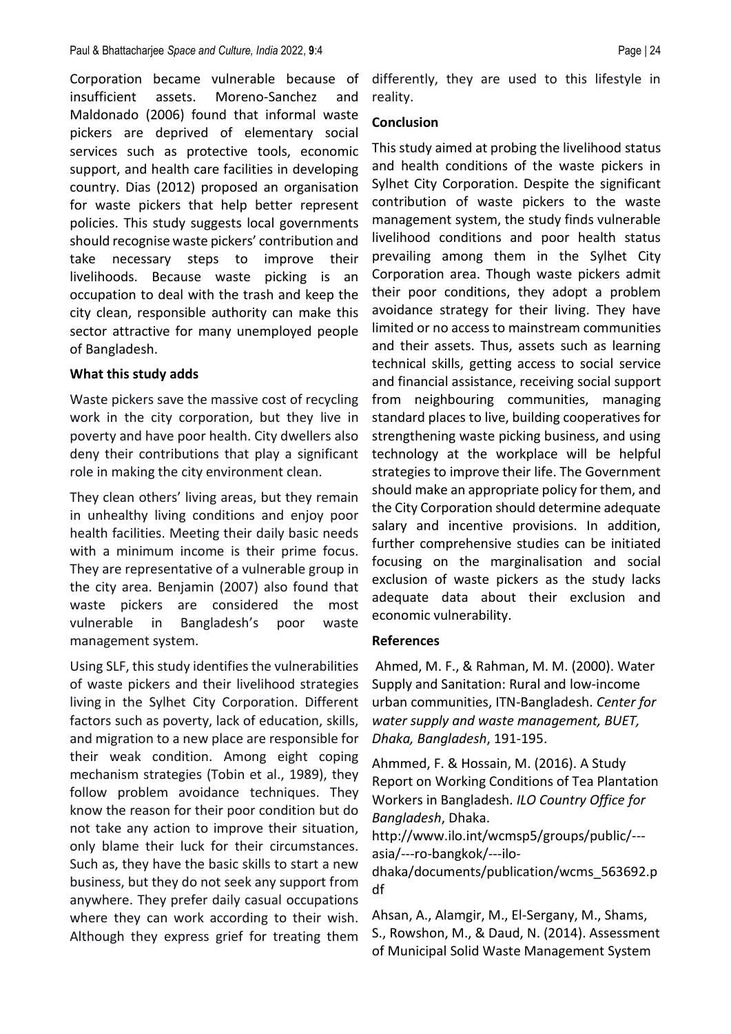Corporation became vulnerable because of insufficient assets. Moreno-Sanchez and Maldonado (2006) found that informal waste pickers are deprived of elementary social services such as protective tools, economic support, and health care facilities in developing country. Dias (2012) proposed an organisation for waste pickers that help better represent policies. This study suggests local governments should recognise waste pickers' contribution and take necessary steps to improve their livelihoods. Because waste picking is an occupation to deal with the trash and keep the city clean, responsible authority can make this sector attractive for many unemployed people of Bangladesh.

## What this study adds

Waste pickers save the massive cost of recycling work in the city corporation, but they live in poverty and have poor health. City dwellers also deny their contributions that play a significant role in making the city environment clean.

They clean others' living areas, but they remain in unhealthy living conditions and enjoy poor health facilities. Meeting their daily basic needs with a minimum income is their prime focus. They are representative of a vulnerable group in the city area. Benjamin (2007) also found that waste pickers are considered the most vulnerable in Bangladesh's poor waste management system.

Using SLF, this study identifies the vulnerabilities of waste pickers and their livelihood strategies living in the Sylhet City Corporation. Different factors such as poverty, lack of education, skills, and migration to a new place are responsible for their weak condition. Among eight coping mechanism strategies (Tobin et al., 1989), they follow problem avoidance techniques. They know the reason for their poor condition but do not take any action to improve their situation, only blame their luck for their circumstances. Such as, they have the basic skills to start a new business, but they do not seek any support from anywhere. They prefer daily casual occupations where they can work according to their wish. Although they express grief for treating them differently, they are used to this lifestyle in reality.

## Conclusion

This study aimed at probing the livelihood status and health conditions of the waste pickers in Sylhet City Corporation. Despite the significant contribution of waste pickers to the waste management system, the study finds vulnerable livelihood conditions and poor health status prevailing among them in the Sylhet City Corporation area. Though waste pickers admit their poor conditions, they adopt a problem avoidance strategy for their living. They have limited or no access to mainstream communities and their assets. Thus, assets such as learning technical skills, getting access to social service and financial assistance, receiving social support from neighbouring communities, managing standard places to live, building cooperatives for strengthening waste picking business, and using technology at the workplace will be helpful strategies to improve their life. The Government should make an appropriate policy for them, and the City Corporation should determine adequate salary and incentive provisions. In addition, further comprehensive studies can be initiated focusing on the marginalisation and social exclusion of waste pickers as the study lacks adequate data about their exclusion and economic vulnerability.

## References

Ahmed, M. F., & Rahman, M. M. (2000). Water Supply and Sanitation: Rural and low-income urban communities, ITN-Bangladesh. *Center for water supply and waste management, BUET, Dhaka, Bangladesh*, 191-195.

Ahmmed, F. & Hossain, M. (2016). A Study Report on Working Conditions of Tea Plantation Workers in Bangladesh. *ILO Country Office for Bangladesh*, Dhaka. http://www.ilo.int/wcmsp5/groups/public/---asia/---ro-bangkok/---ilo-dhaka/documents/publication/wcms_563692.pdf

Ahsan, A., Alamgir, M., El-Sergany, M., Shams, S., Rowshon, M., & Daud, N. (2014). Assessment of Municipal Solid Waste Management System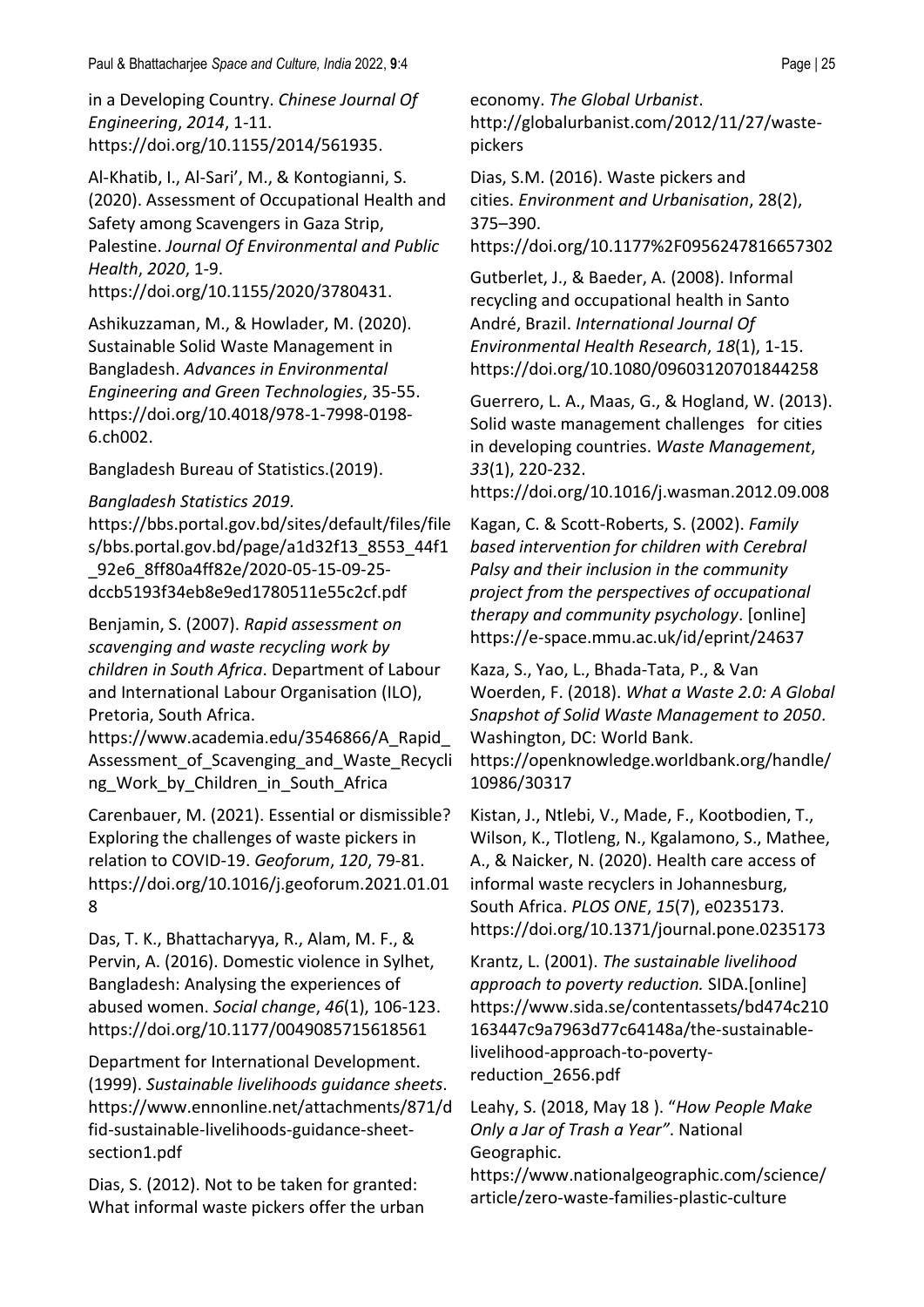in a Developing Country. *Chinese Journal Of Engineering*, *2014*, 1-11. https://doi.org/10.1155/2014/561935.

Al-Khatib, I., Al-Sari', M., & Kontogianni, S. (2020). Assessment of Occupational Health and Safety among Scavengers in Gaza Strip, Palestine. *Journal Of Environmental and Public Health*, *2020*, 1-9. https://doi.org/10.1155/2020/3780431.

Ashikuzzaman, M., & Howlader, M. (2020). Sustainable Solid Waste Management in Bangladesh. *Advances in Environmental Engineering and Green Technologies*, 35-55. https://doi.org/10.4018/978-1-7998-0198-6.ch002.

Bangladesh Bureau of Statistics.(2019).

*Bangladesh Statistics 2019.* https://bbs.portal.gov.bd/sites/default/files/files/bbs.portal.gov.bd/page/a1d32f13_8553_44f1_92e6_8ff80a4ff82e/2020-05-15-09-25-dccb5193f34eb8e9ed1780511e55c2cf.pdf

Benjamin, S. (2007). *Rapid assessment on scavenging and waste recycling work by children in South Africa*. Department of Labour and International Labour Organisation (ILO), Pretoria, South Africa. https://www.academia.edu/3546866/A_Rapid_Assessment_of_Scavenging_and_Waste_Recycling_Work_by_Children_in_South_Africa

Carenbauer, M. (2021). Essential or dismissible? Exploring the challenges of waste pickers in relation to COVID-19. *Geoforum*, *120*, 79-81. https://doi.org/10.1016/j.geoforum.2021.01.018

Das, T. K., Bhattacharyya, R., Alam, M. F., & Pervin, A. (2016). Domestic violence in Sylhet, Bangladesh: Analysing the experiences of abused women. *Social change*, *46*(1), 106-123. https://doi.org/10.1177/0049085715618561

Department for International Development. (1999). *Sustainable livelihoods guidance sheets*. https://www.ennonline.net/attachments/871/dfid-sustainable-livelihoods-guidance-sheet-section1.pdf

Dias, S. (2012). Not to be taken for granted: What informal waste pickers offer the urban economy. *The Global Urbanist*. http://globalurbanist.com/2012/11/27/waste-pickers

Dias, S.M. (2016). Waste pickers and cities. *Environment and Urbanisation*, 28(2), 375–390. https://doi.org/10.1177%2F0956247816657302

Gutberlet, J., & Baeder, A. (2008). Informal recycling and occupational health in Santo André, Brazil. *International Journal Of Environmental Health Research*, *18*(1), 1-15. https://doi.org/10.1080/09603120701844258

Guerrero, L. A., Maas, G., & Hogland, W. (2013). Solid waste management challenges for cities in developing countries. *Waste Management*, *33*(1), 220-232. https://doi.org/10.1016/j.wasman.2012.09.008

Kagan, C. & Scott-Roberts, S. (2002). *Family based intervention for children with Cerebral Palsy and their inclusion in the community project from the perspectives of occupational therapy and community psychology*. [online] https://e-space.mmu.ac.uk/id/eprint/24637

Kaza, S., Yao, L., Bhada-Tata, P., & Van Woerden, F. (2018). *What a Waste 2.0: A Global Snapshot of Solid Waste Management to 2050*. Washington, DC: World Bank. https://openknowledge.worldbank.org/handle/10986/30317

Kistan, J., Ntlebi, V., Made, F., Kootbodien, T., Wilson, K., Tlotleng, N., Kgalamono, S., Mathee, A., & Naicker, N. (2020). Health care access of informal waste recyclers in Johannesburg, South Africa. *PLOS ONE*, *15*(7), e0235173. https://doi.org/10.1371/journal.pone.0235173

Krantz, L. (2001). *The sustainable livelihood approach to poverty reduction.* SIDA.[online] https://www.sida.se/contentassets/bd474c210163447c9a7963d77c64148a/the-sustainable-livelihood-approach-to-poverty-reduction_2656.pdf

Leahy, S. (2018, May 18 ). "*How People Make Only a Jar of Trash a Year"*. National Geographic. https://www.nationalgeographic.com/science/article/zero-waste-families-plastic-culture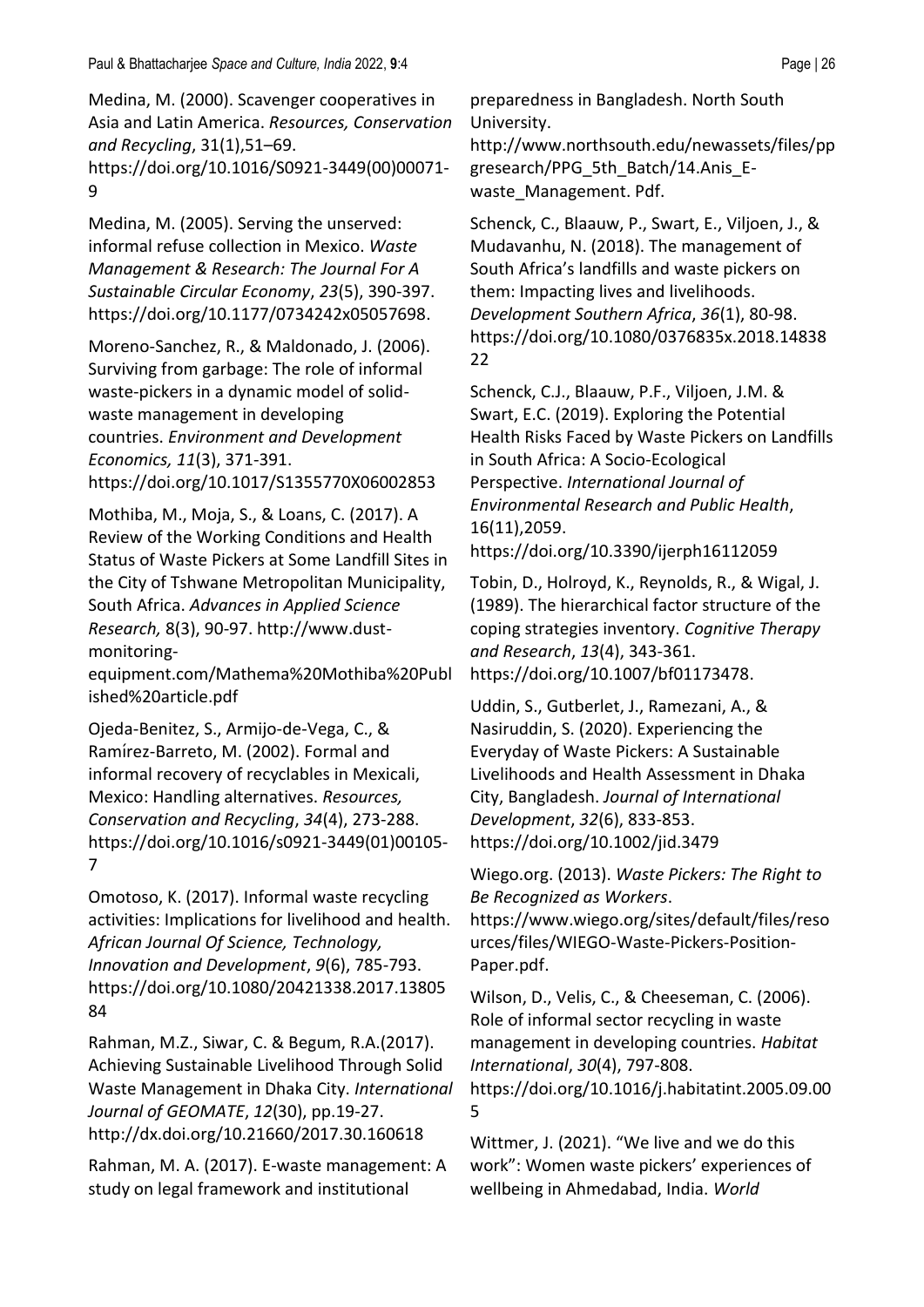Medina, M. (2000). Scavenger cooperatives in Asia and Latin America. *Resources, Conservation and Recycling*, 31(1),51–69. https://doi.org/10.1016/S0921-3449(00)00071-9

Medina, M. (2005). Serving the unserved: informal refuse collection in Mexico. *Waste Management & Research: The Journal For A Sustainable Circular Economy*, *23*(5), 390-397. https://doi.org/10.1177/0734242x05057698.

Moreno-Sanchez, R., & Maldonado, J. (2006). Surviving from garbage: The role of informal waste-pickers in a dynamic model of solid-waste management in developing countries. *Environment and Development Economics, 11*(3), 371-391. https://doi.org/10.1017/S1355770X06002853

Mothiba, M., Moja, S., & Loans, C. (2017). A Review of the Working Conditions and Health Status of Waste Pickers at Some Landfill Sites in the City of Tshwane Metropolitan Municipality, South Africa. *Advances in Applied Science Research,* 8(3), 90-97. http://www.dust-monitoring-equipment.com/Mathema%20Mothiba%20Published%20article.pdf

Ojeda-Benitez, S., Armijo-de-Vega, C., & Ramírez-Barreto, M. (2002). Formal and informal recovery of recyclables in Mexicali, Mexico: Handling alternatives. *Resources, Conservation and Recycling*, *34*(4), 273-288. https://doi.org/10.1016/s0921-3449(01)00105-7

Omotoso, K. (2017). Informal waste recycling activities: Implications for livelihood and health. *African Journal Of Science, Technology, Innovation and Development*, *9*(6), 785-793. https://doi.org/10.1080/20421338.2017.1380584

Rahman, M.Z., Siwar, C. & Begum, R.A.(2017). Achieving Sustainable Livelihood Through Solid Waste Management in Dhaka City. *International Journal of GEOMATE*, *12*(30), pp.19-27. http://dx.doi.org/10.21660/2017.30.160618

Rahman, M. A. (2017). E-waste management: A study on legal framework and institutional preparedness in Bangladesh. North South University. http://www.northsouth.edu/newassets/files/ppgresearch/PPG_5th_Batch/14.Anis_E-waste_Management. Pdf.

Schenck, C., Blaauw, P., Swart, E., Viljoen, J., & Mudavanhu, N. (2018). The management of South Africa's landfills and waste pickers on them: Impacting lives and livelihoods. *Development Southern Africa*, *36*(1), 80-98. https://doi.org/10.1080/0376835x.2018.1483822

Schenck, C.J., Blaauw, P.F., Viljoen, J.M. & Swart, E.C. (2019). Exploring the Potential Health Risks Faced by Waste Pickers on Landfills in South Africa: A Socio-Ecological Perspective. *International Journal of Environmental Research and Public Health*, 16(11),2059. https://doi.org/10.3390/ijerph16112059

Tobin, D., Holroyd, K., Reynolds, R., & Wigal, J. (1989). The hierarchical factor structure of the coping strategies inventory. *Cognitive Therapy and Research*, *13*(4), 343-361. https://doi.org/10.1007/bf01173478.

Uddin, S., Gutberlet, J., Ramezani, A., & Nasiruddin, S. (2020). Experiencing the Everyday of Waste Pickers: A Sustainable Livelihoods and Health Assessment in Dhaka City, Bangladesh. *Journal of International Development*, *32*(6), 833-853. https://doi.org/10.1002/jid.3479

Wiego.org. (2013). *Waste Pickers: The Right to Be Recognized as Workers*. https://www.wiego.org/sites/default/files/resources/files/WIEGO-Waste-Pickers-Position-Paper.pdf.

Wilson, D., Velis, C., & Cheeseman, C. (2006). Role of informal sector recycling in waste management in developing countries. *Habitat International*, *30*(4), 797-808. https://doi.org/10.1016/j.habitatint.2005.09.005

Wittmer, J. (2021). "We live and we do this work": Women waste pickers' experiences of wellbeing in Ahmedabad, India. *World*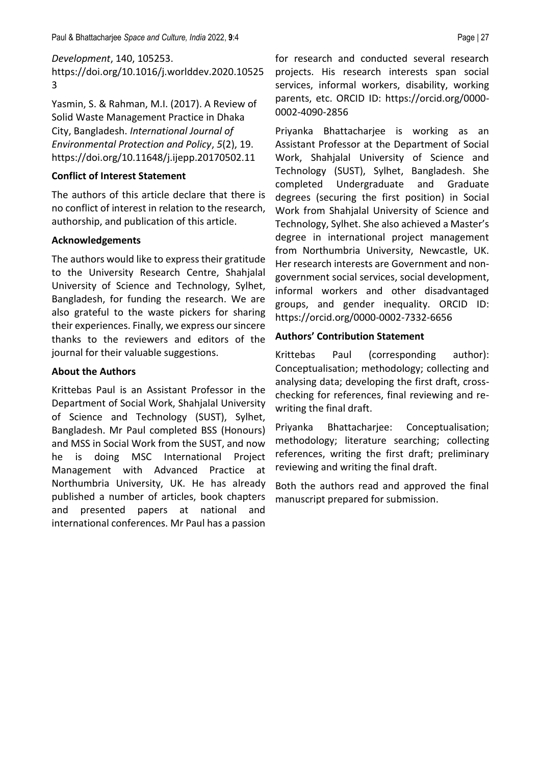*Development*, 140, 105253. https://doi.org/10.1016/j.worlddev.2020.105253

Yasmin, S. & Rahman, M.I. (2017). A Review of Solid Waste Management Practice in Dhaka City, Bangladesh. *International Journal of Environmental Protection and Policy*, *5*(2), 19. https://doi.org/10.11648/j.ijepp.20170502.11

**Conflict of Interest Statement**

The authors of this article declare that there is no conflict of interest in relation to the research, authorship, and publication of this article.

**Acknowledgements**

The authors would like to express their gratitude to the University Research Centre, Shahjalal University of Science and Technology, Sylhet, Bangladesh, for funding the research. We are also grateful to the waste pickers for sharing their experiences. Finally, we express our sincere thanks to the reviewers and editors of the journal for their valuable suggestions.

**About the Authors**

Krittebas Paul is an Assistant Professor in the Department of Social Work, Shahjalal University of Science and Technology (SUST), Sylhet, Bangladesh. Mr Paul completed BSS (Honours) and MSS in Social Work from the SUST, and now he is doing MSC International Project Management with Advanced Practice at Northumbria University, UK. He has already published a number of articles, book chapters and presented papers at national and international conferences. Mr Paul has a passion for research and conducted several research projects. His research interests span social services, informal workers, disability, working parents, etc. ORCID ID: https://orcid.org/0000-0002-4090-2856

Priyanka Bhattacharjee is working as an Assistant Professor at the Department of Social Work, Shahjalal University of Science and Technology (SUST), Sylhet, Bangladesh. She completed Undergraduate and Graduate degrees (securing the first position) in Social Work from Shahjalal University of Science and Technology, Sylhet. She also achieved a Master's degree in international project management from Northumbria University, Newcastle, UK. Her research interests are Government and non-government social services, social development, informal workers and other disadvantaged groups, and gender inequality. ORCID ID: https://orcid.org/0000-0002-7332-6656

**Authors' Contribution Statement**

Krittebas Paul (corresponding author): Conceptualisation; methodology; collecting and analysing data; developing the first draft, cross-checking for references, final reviewing and re-writing the final draft.

Priyanka Bhattacharjee: Conceptualisation; methodology; literature searching; collecting references, writing the first draft; preliminary reviewing and writing the final draft.

Both the authors read and approved the final manuscript prepared for submission.